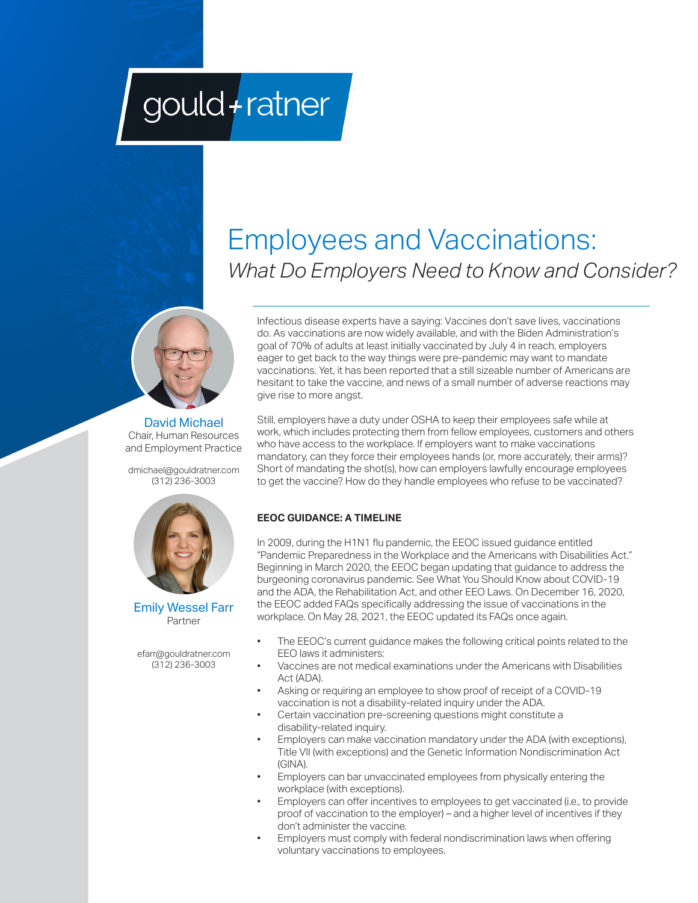gould + ratner

# Employees and Vaccinations:

## *What Do Employers Need to Know and Consider?*

David Michael
Chair, Human Resources and Employment Practice

dmichael@gouldratner.com
(312) 236-3003

Emily Wessel Farr
Partner

efarr@gouldratner.com
(312) 236-3003

Infectious disease experts have a saying: Vaccines don't save lives, vaccinations do. As vaccinations are now widely available, and with the Biden Administration's goal of 70% of adults at least initially vaccinated by July 4 in reach, employers eager to get back to the way things were pre-pandemic may want to mandate vaccinations. Yet, it has been reported that a still sizeable number of Americans are hesitant to take the vaccine, and news of a small number of adverse reactions may give rise to more angst.

Still, employers have a duty under OSHA to keep their employees safe while at work, which includes protecting them from fellow employees, customers and others who have access to the workplace. If employers want to make vaccinations mandatory, can they force their employees hands (or, more accurately, their arms)? Short of mandating the shot(s), how can employers lawfully encourage employees to get the vaccine? How do they handle employees who refuse to be vaccinated?

**EEOC GUIDANCE: A TIMELINE**

In 2009, during the H1N1 flu pandemic, the EEOC issued guidance entitled "Pandemic Preparedness in the Workplace and the Americans with Disabilities Act." Beginning in March 2020, the EEOC began updating that guidance to address the burgeoning coronavirus pandemic. See What You Should Know about COVID-19 and the ADA, the Rehabilitation Act, and other EEO Laws. On December 16, 2020, the EEOC added FAQs specifically addressing the issue of vaccinations in the workplace. On May 28, 2021, the EEOC updated its FAQs once again.

- The EEOC's current guidance makes the following critical points related to the EEO laws it administers:
- Vaccines are not medical examinations under the Americans with Disabilities Act (ADA).
- Asking or requiring an employee to show proof of receipt of a COVID-19 vaccination is not a disability-related inquiry under the ADA.
- Certain vaccination pre-screening questions might constitute a disability-related inquiry.
- Employers can make vaccination mandatory under the ADA (with exceptions), Title VII (with exceptions) and the Genetic Information Nondiscrimination Act (GINA).
- Employers can bar unvaccinated employees from physically entering the workplace (with exceptions).
- Employers can offer incentives to employees to get vaccinated (i.e., to provide proof of vaccination to the employer) – and a higher level of incentives if they don't administer the vaccine.
- Employers must comply with federal nondiscrimination laws when offering voluntary vaccinations to employees.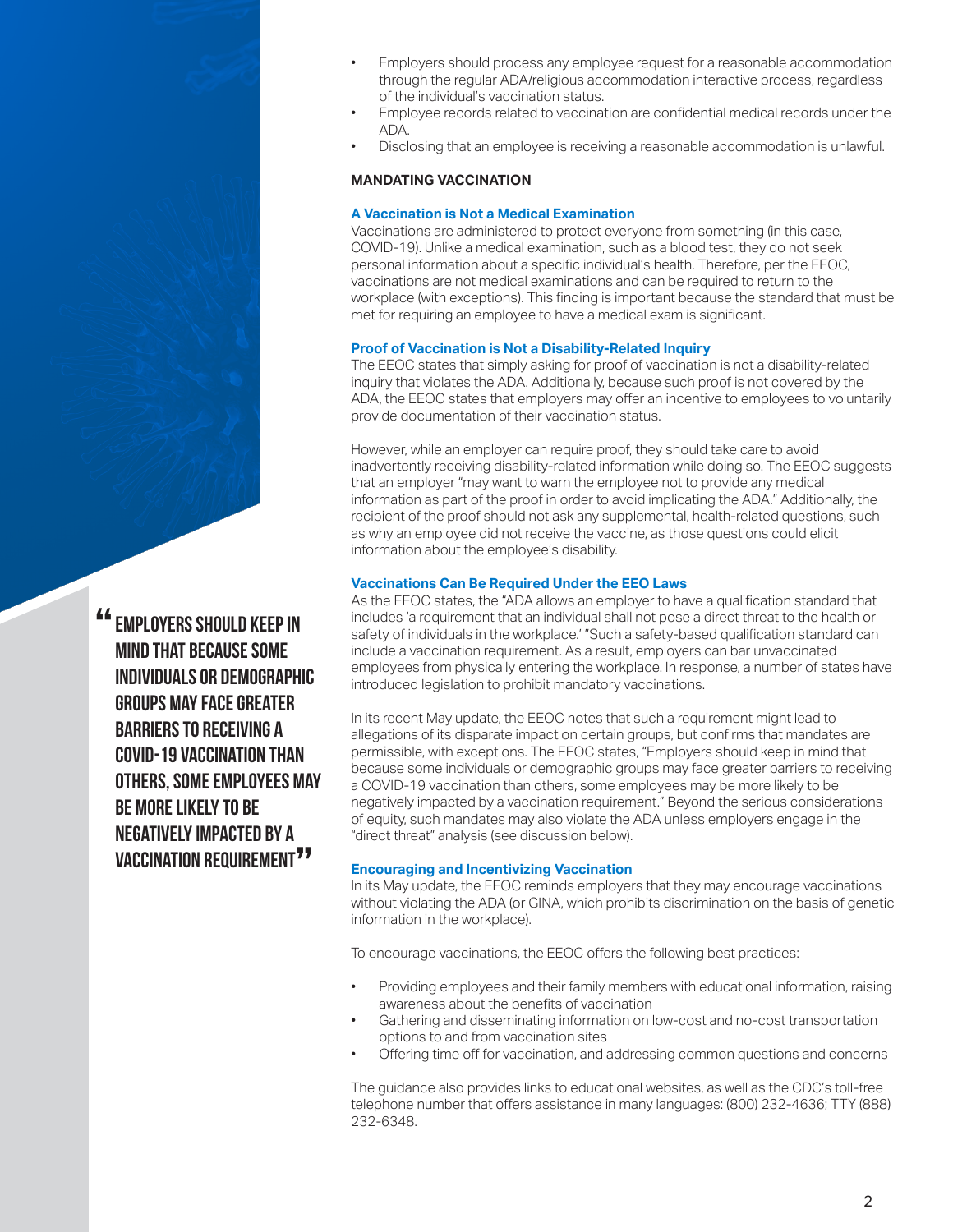- Employers should process any employee request for a reasonable accommodation through the regular ADA/religious accommodation interactive process, regardless of the individual's vaccination status.
- Employee records related to vaccination are confidential medical records under the ADA.
- Disclosing that an employee is receiving a reasonable accommodation is unlawful.

## MANDATING VACCINATION

### A Vaccination is Not a Medical Examination

Vaccinations are administered to protect everyone from something (in this case, COVID-19). Unlike a medical examination, such as a blood test, they do not seek personal information about a specific individual's health. Therefore, per the EEOC, vaccinations are not medical examinations and can be required to return to the workplace (with exceptions). This finding is important because the standard that must be met for requiring an employee to have a medical exam is significant.

### Proof of Vaccination is Not a Disability-Related Inquiry

The EEOC states that simply asking for proof of vaccination is not a disability-related inquiry that violates the ADA. Additionally, because such proof is not covered by the ADA, the EEOC states that employers may offer an incentive to employees to voluntarily provide documentation of their vaccination status.

However, while an employer can require proof, they should take care to avoid inadvertently receiving disability-related information while doing so. The EEOC suggests that an employer "may want to warn the employee not to provide any medical information as part of the proof in order to avoid implicating the ADA." Additionally, the recipient of the proof should not ask any supplemental, health-related questions, such as why an employee did not receive the vaccine, as those questions could elicit information about the employee's disability.

### Vaccinations Can Be Required Under the EEO Laws

As the EEOC states, the "ADA allows an employer to have a qualification standard that includes 'a requirement that an individual shall not pose a direct threat to the health or safety of individuals in the workplace.' "Such a safety-based qualification standard can include a vaccination requirement. As a result, employers can bar unvaccinated employees from physically entering the workplace. In response, a number of states have introduced legislation to prohibit mandatory vaccinations.

In its recent May update, the EEOC notes that such a requirement might lead to allegations of its disparate impact on certain groups, but confirms that mandates are permissible, with exceptions. The EEOC states, "Employers should keep in mind that because some individuals or demographic groups may face greater barriers to receiving a COVID-19 vaccination than others, some employees may be more likely to be negatively impacted by a vaccination requirement." Beyond the serious considerations of equity, such mandates may also violate the ADA unless employers engage in the "direct threat" analysis (see discussion below).

> **"EMPLOYERS SHOULD KEEP IN MIND THAT BECAUSE SOME INDIVIDUALS OR DEMOGRAPHIC GROUPS MAY FACE GREATER BARRIERS TO RECEIVING A COVID-19 VACCINATION THAN OTHERS, SOME EMPLOYEES MAY BE MORE LIKELY TO BE NEGATIVELY IMPACTED BY A VACCINATION REQUIREMENT"**

### Encouraging and Incentivizing Vaccination

In its May update, the EEOC reminds employers that they may encourage vaccinations without violating the ADA (or GINA, which prohibits discrimination on the basis of genetic information in the workplace).

To encourage vaccinations, the EEOC offers the following best practices:

- Providing employees and their family members with educational information, raising awareness about the benefits of vaccination
- Gathering and disseminating information on low-cost and no-cost transportation options to and from vaccination sites
- Offering time off for vaccination, and addressing common questions and concerns

The guidance also provides links to educational websites, as well as the CDC's toll-free telephone number that offers assistance in many languages: (800) 232-4636; TTY (888) 232-6348.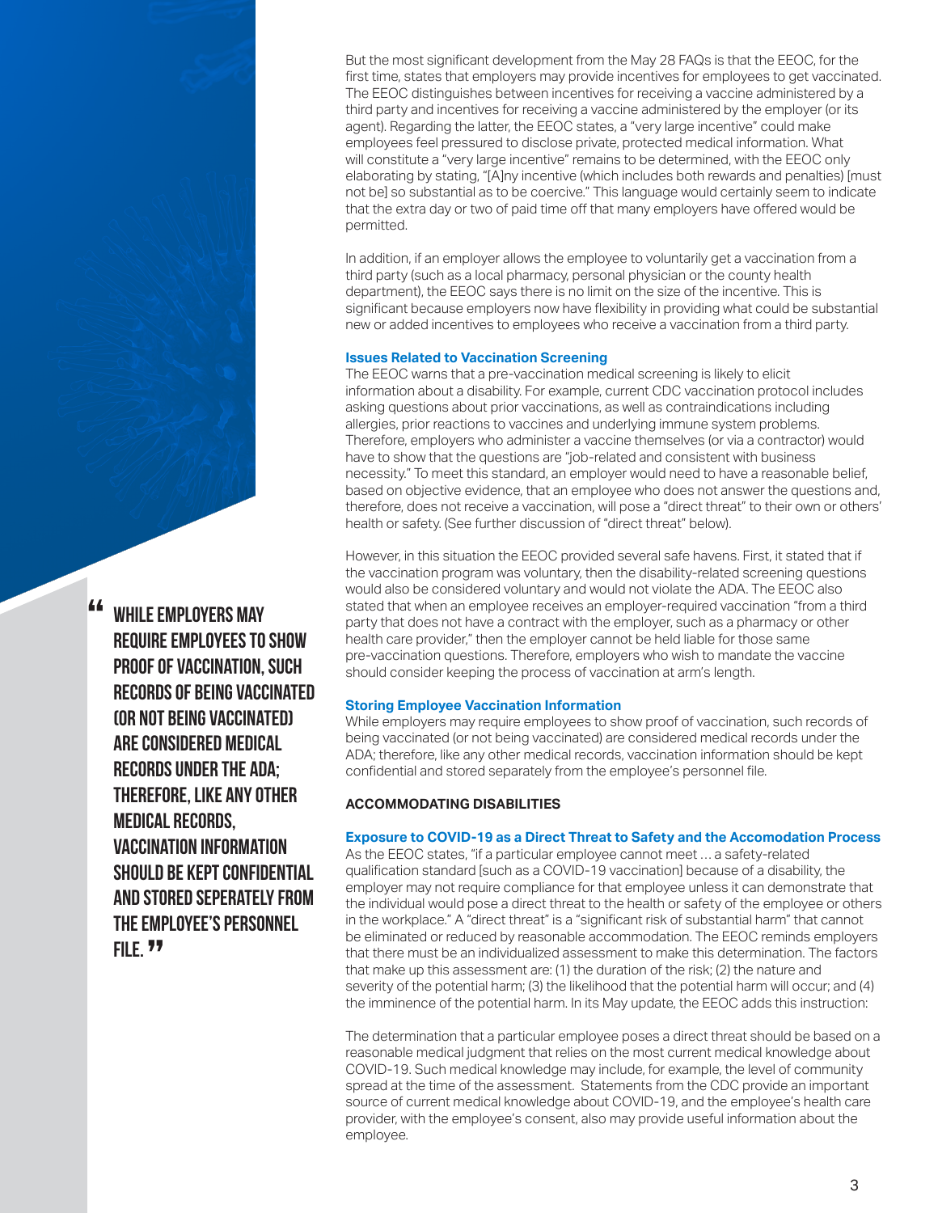But the most significant development from the May 28 FAQs is that the EEOC, for the first time, states that employers may provide incentives for employees to get vaccinated. The EEOC distinguishes between incentives for receiving a vaccine administered by a third party and incentives for receiving a vaccine administered by the employer (or its agent). Regarding the latter, the EEOC states, a "very large incentive" could make employees feel pressured to disclose private, protected medical information. What will constitute a "very large incentive" remains to be determined, with the EEOC only elaborating by stating, "[A]ny incentive (which includes both rewards and penalties) [must not be] so substantial as to be coercive." This language would certainly seem to indicate that the extra day or two of paid time off that many employers have offered would be permitted.

In addition, if an employer allows the employee to voluntarily get a vaccination from a third party (such as a local pharmacy, personal physician or the county health department), the EEOC says there is no limit on the size of the incentive. This is significant because employers now have flexibility in providing what could be substantial new or added incentives to employees who receive a vaccination from a third party.

### Issues Related to Vaccination Screening

The EEOC warns that a pre-vaccination medical screening is likely to elicit information about a disability. For example, current CDC vaccination protocol includes asking questions about prior vaccinations, as well as contraindications including allergies, prior reactions to vaccines and underlying immune system problems. Therefore, employers who administer a vaccine themselves (or via a contractor) would have to show that the questions are "job-related and consistent with business necessity." To meet this standard, an employer would need to have a reasonable belief, based on objective evidence, that an employee who does not answer the questions and, therefore, does not receive a vaccination, will pose a "direct threat" to their own or others' health or safety. (See further discussion of "direct threat" below).

However, in this situation the EEOC provided several safe havens. First, it stated that if the vaccination program was voluntary, then the disability-related screening questions would also be considered voluntary and would not violate the ADA. The EEOC also stated that when an employee receives an employer-required vaccination "from a third party that does not have a contract with the employer, such as a pharmacy or other health care provider," then the employer cannot be held liable for those same pre-vaccination questions. Therefore, employers who wish to mandate the vaccine should consider keeping the process of vaccination at arm's length.

### Storing Employee Vaccination Information

While employers may require employees to show proof of vaccination, such records of being vaccinated (or not being vaccinated) are considered medical records under the ADA; therefore, like any other medical records, vaccination information should be kept confidential and stored separately from the employee's personnel file.

> "WHILE EMPLOYERS MAY REQUIRE EMPLOYEES TO SHOW PROOF OF VACCINATION, SUCH RECORDS OF BEING VACCINATED (OR NOT BEING VACCINATED) ARE CONSIDERED MEDICAL RECORDS UNDER THE ADA; THEREFORE, LIKE ANY OTHER MEDICAL RECORDS, VACCINATION INFORMATION SHOULD BE KEPT CONFIDENTIAL AND STORED SEPERATELY FROM THE EMPLOYEE'S PERSONNEL FILE."

## ACCOMMODATING DISABILITIES

### Exposure to COVID-19 as a Direct Threat to Safety and the Accomodation Process

As the EEOC states, "if a particular employee cannot meet ... a safety-related qualification standard [such as a COVID-19 vaccination] because of a disability, the employer may not require compliance for that employee unless it can demonstrate that the individual would pose a direct threat to the health or safety of the employee or others in the workplace." A "direct threat" is a "significant risk of substantial harm" that cannot be eliminated or reduced by reasonable accommodation. The EEOC reminds employers that there must be an individualized assessment to make this determination. The factors that make up this assessment are: (1) the duration of the risk; (2) the nature and severity of the potential harm; (3) the likelihood that the potential harm will occur; and (4) the imminence of the potential harm. In its May update, the EEOC adds this instruction:

The determination that a particular employee poses a direct threat should be based on a reasonable medical judgment that relies on the most current medical knowledge about COVID-19. Such medical knowledge may include, for example, the level of community spread at the time of the assessment. Statements from the CDC provide an important source of current medical knowledge about COVID-19, and the employee's health care provider, with the employee's consent, also may provide useful information about the employee.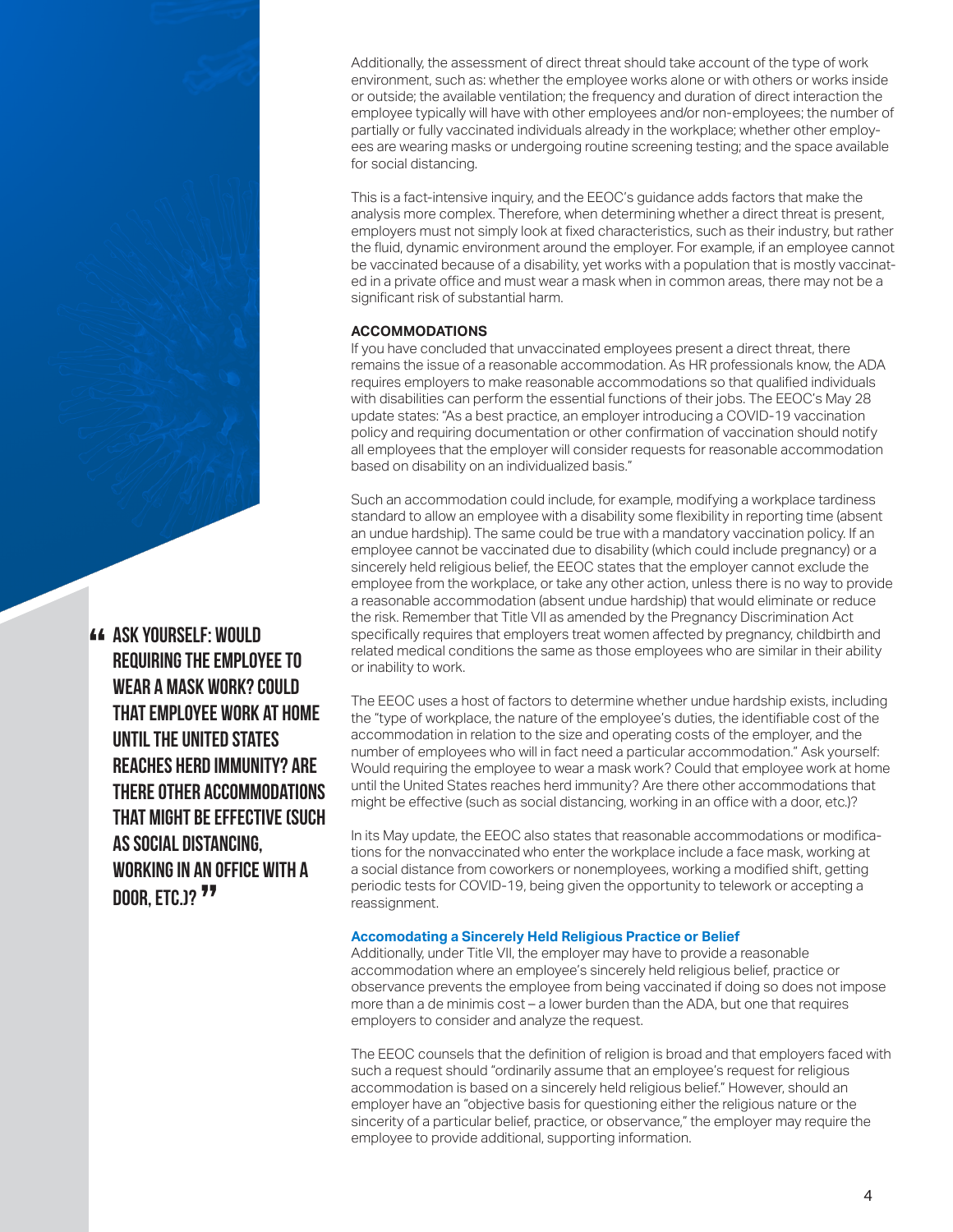Additionally, the assessment of direct threat should take account of the type of work environment, such as: whether the employee works alone or with others or works inside or outside; the available ventilation; the frequency and duration of direct interaction the employee typically will have with other employees and/or non-employees; the number of partially or fully vaccinated individuals already in the workplace; whether other employees are wearing masks or undergoing routine screening testing; and the space available for social distancing.

This is a fact-intensive inquiry, and the EEOC's guidance adds factors that make the analysis more complex. Therefore, when determining whether a direct threat is present, employers must not simply look at fixed characteristics, such as their industry, but rather the fluid, dynamic environment around the employer. For example, if an employee cannot be vaccinated because of a disability, yet works with a population that is mostly vaccinated in a private office and must wear a mask when in common areas, there may not be a significant risk of substantial harm.

**ACCOMMODATIONS**

If you have concluded that unvaccinated employees present a direct threat, there remains the issue of a reasonable accommodation. As HR professionals know, the ADA requires employers to make reasonable accommodations so that qualified individuals with disabilities can perform the essential functions of their jobs. The EEOC's May 28 update states: "As a best practice, an employer introducing a COVID-19 vaccination policy and requiring documentation or other confirmation of vaccination should notify all employees that the employer will consider requests for reasonable accommodation based on disability on an individualized basis."

Such an accommodation could include, for example, modifying a workplace tardiness standard to allow an employee with a disability some flexibility in reporting time (absent an undue hardship). The same could be true with a mandatory vaccination policy. If an employee cannot be vaccinated due to disability (which could include pregnancy) or a sincerely held religious belief, the EEOC states that the employer cannot exclude the employee from the workplace, or take any other action, unless there is no way to provide a reasonable accommodation (absent undue hardship) that would eliminate or reduce the risk. Remember that Title VII as amended by the Pregnancy Discrimination Act specifically requires that employers treat women affected by pregnancy, childbirth and related medical conditions the same as those employees who are similar in their ability or inability to work.

The EEOC uses a host of factors to determine whether undue hardship exists, including the "type of workplace, the nature of the employee's duties, the identifiable cost of the accommodation in relation to the size and operating costs of the employer, and the number of employees who will in fact need a particular accommodation." Ask yourself: Would requiring the employee to wear a mask work? Could that employee work at home until the United States reaches herd immunity? Are there other accommodations that might be effective (such as social distancing, working in an office with a door, etc.)?

> **"Ask yourself: Would requiring the employee to wear a mask work? Could that employee work at home until the United States reaches herd immunity? Are there other accommodations that might be effective (such as social distancing, working in an office with a door, etc.)?"**

In its May update, the EEOC also states that reasonable accommodations or modifications for the nonvaccinated who enter the workplace include a face mask, working at a social distance from coworkers or nonemployees, working a modified shift, getting periodic tests for COVID-19, being given the opportunity to telework or accepting a reassignment.

### Accomodating a Sincerely Held Religious Practice or Belief

Additionally, under Title VII, the employer may have to provide a reasonable accommodation where an employee's sincerely held religious belief, practice or observance prevents the employee from being vaccinated if doing so does not impose more than a de minimis cost – a lower burden than the ADA, but one that requires employers to consider and analyze the request.

The EEOC counsels that the definition of religion is broad and that employers faced with such a request should "ordinarily assume that an employee's request for religious accommodation is based on a sincerely held religious belief." However, should an employer have an "objective basis for questioning either the religious nature or the sincerity of a particular belief, practice, or observance," the employer may require the employee to provide additional, supporting information.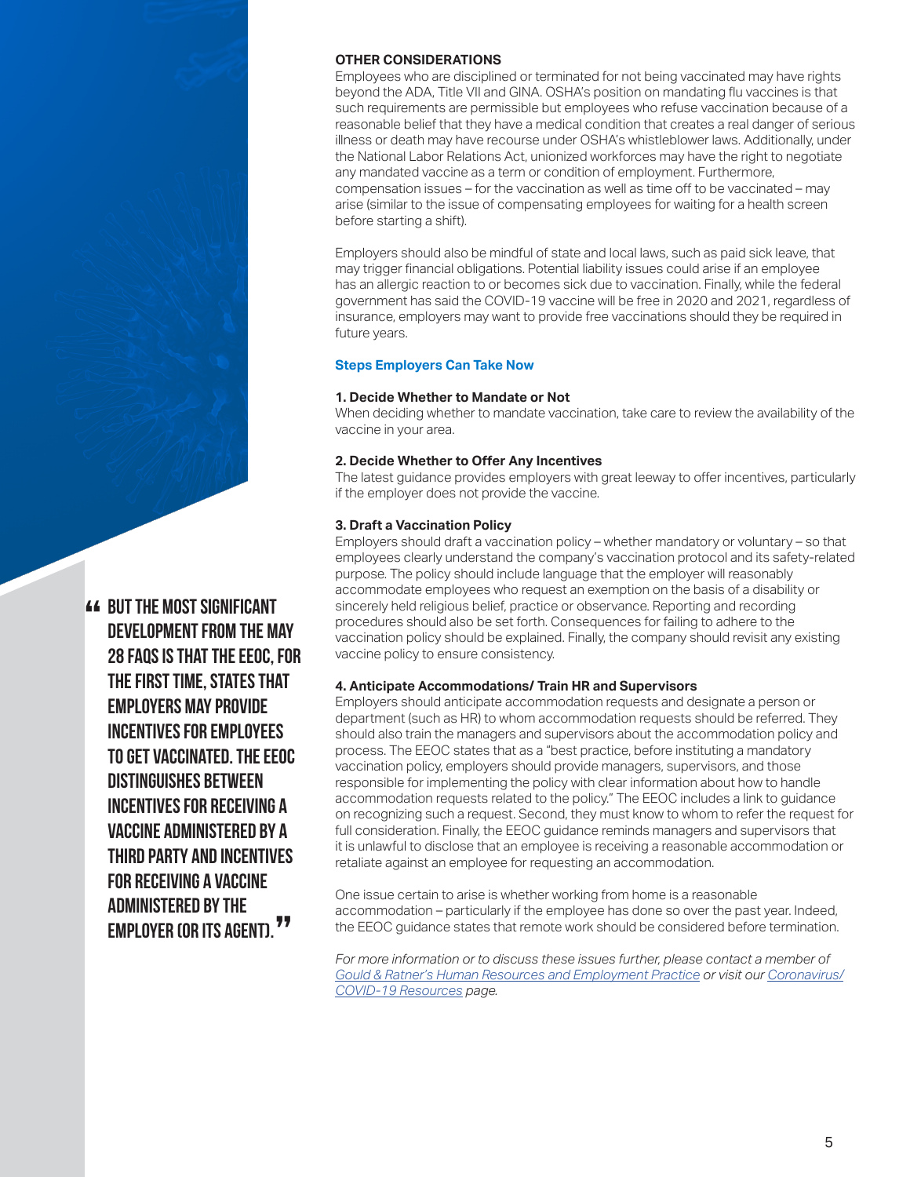**OTHER CONSIDERATIONS**

Employees who are disciplined or terminated for not being vaccinated may have rights beyond the ADA, Title VII and GINA. OSHA's position on mandating flu vaccines is that such requirements are permissible but employees who refuse vaccination because of a reasonable belief that they have a medical condition that creates a real danger of serious illness or death may have recourse under OSHA's whistleblower laws. Additionally, under the National Labor Relations Act, unionized workforces may have the right to negotiate any mandated vaccine as a term or condition of employment. Furthermore, compensation issues – for the vaccination as well as time off to be vaccinated – may arise (similar to the issue of compensating employees for waiting for a health screen before starting a shift).

Employers should also be mindful of state and local laws, such as paid sick leave, that may trigger financial obligations. Potential liability issues could arise if an employee has an allergic reaction to or becomes sick due to vaccination. Finally, while the federal government has said the COVID-19 vaccine will be free in 2020 and 2021, regardless of insurance, employers may want to provide free vaccinations should they be required in future years.

## Steps Employers Can Take Now

**1. Decide Whether to Mandate or Not**

When deciding whether to mandate vaccination, take care to review the availability of the vaccine in your area.

**2. Decide Whether to Offer Any Incentives**

The latest guidance provides employers with great leeway to offer incentives, particularly if the employer does not provide the vaccine.

**3. Draft a Vaccination Policy**

Employers should draft a vaccination policy – whether mandatory or voluntary – so that employees clearly understand the company's vaccination protocol and its safety-related purpose. The policy should include language that the employer will reasonably accommodate employees who request an exemption on the basis of a disability or sincerely held religious belief, practice or observance. Reporting and recording procedures should also be set forth. Consequences for failing to adhere to the vaccination policy should be explained. Finally, the company should revisit any existing vaccine policy to ensure consistency.

**4. Anticipate Accommodations/ Train HR and Supervisors**

Employers should anticipate accommodation requests and designate a person or department (such as HR) to whom accommodation requests should be referred. They should also train the managers and supervisors about the accommodation policy and process. The EEOC states that as a "best practice, before instituting a mandatory vaccination policy, employers should provide managers, supervisors, and those responsible for implementing the policy with clear information about how to handle accommodation requests related to the policy." The EEOC includes a link to guidance on recognizing such a request. Second, they must know to whom to refer the request for full consideration. Finally, the EEOC guidance reminds managers and supervisors that it is unlawful to disclose that an employee is receiving a reasonable accommodation or retaliate against an employee for requesting an accommodation.

One issue certain to arise is whether working from home is a reasonable accommodation – particularly if the employee has done so over the past year. Indeed, the EEOC guidance states that remote work should be considered before termination.

*For more information or to discuss these issues further, please contact a member of Gould & Ratner's Human Resources and Employment Practice or visit our Coronavirus/ COVID-19 Resources page.*

> **"BUT THE MOST SIGNIFICANT DEVELOPMENT FROM THE MAY 28 FAQS IS THAT THE EEOC, FOR THE FIRST TIME, STATES THAT EMPLOYERS MAY PROVIDE INCENTIVES FOR EMPLOYEES TO GET VACCINATED. THE EEOC DISTINGUISHES BETWEEN INCENTIVES FOR RECEIVING A VACCINE ADMINISTERED BY A THIRD PARTY AND INCENTIVES FOR RECEIVING A VACCINE ADMINISTERED BY THE EMPLOYER (OR ITS AGENT)."**